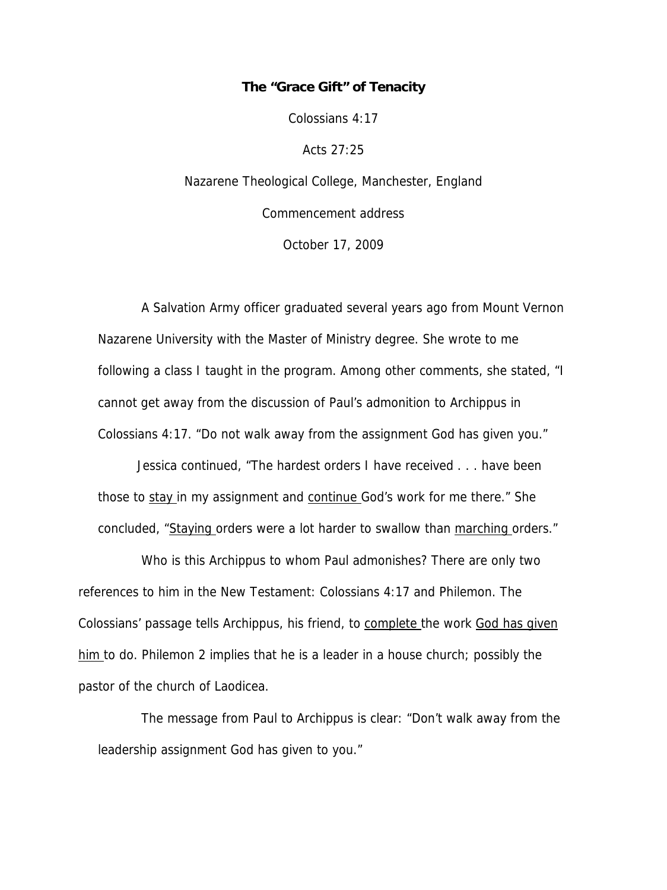# The "Grace Gift" of Tenacity

Colossians 4:17

Acts 27:25

Nazarene Theological College, Manchester, England

Commencement address

October 17, 2009

A Salvation Army officer graduated several years ago from Mount Vernon Nazarene University with the Master of Ministry degree. She wrote to me following a class I taught in the program. Among other comments, she stated, "I cannot get away from the discussion of Paul's admonition to Archippus in Colossians 4:17. "Do not walk away from the assignment God has given you."

Jessica continued, "The hardest orders I have received . . . have been those to <u>stay</u> in my assignment and <u>continue</u> God's work for me there." She concluded, "<u>Staying</u> orders were a lot harder to swallow than <u>marching</u> orders."

Who is this Archippus to whom Paul admonishes? There are only two references to him in the New Testament: Colossians 4:17 and Philemon. The Colossians' passage tells Archippus, his friend, to <u>complete</u> the work <u>God has given him</u> to do. Philemon 2 implies that he is a leader in a house church; possibly the pastor of the church of Laodicea.

The message from Paul to Archippus is clear: "Don't walk away from the leadership assignment God has given to you."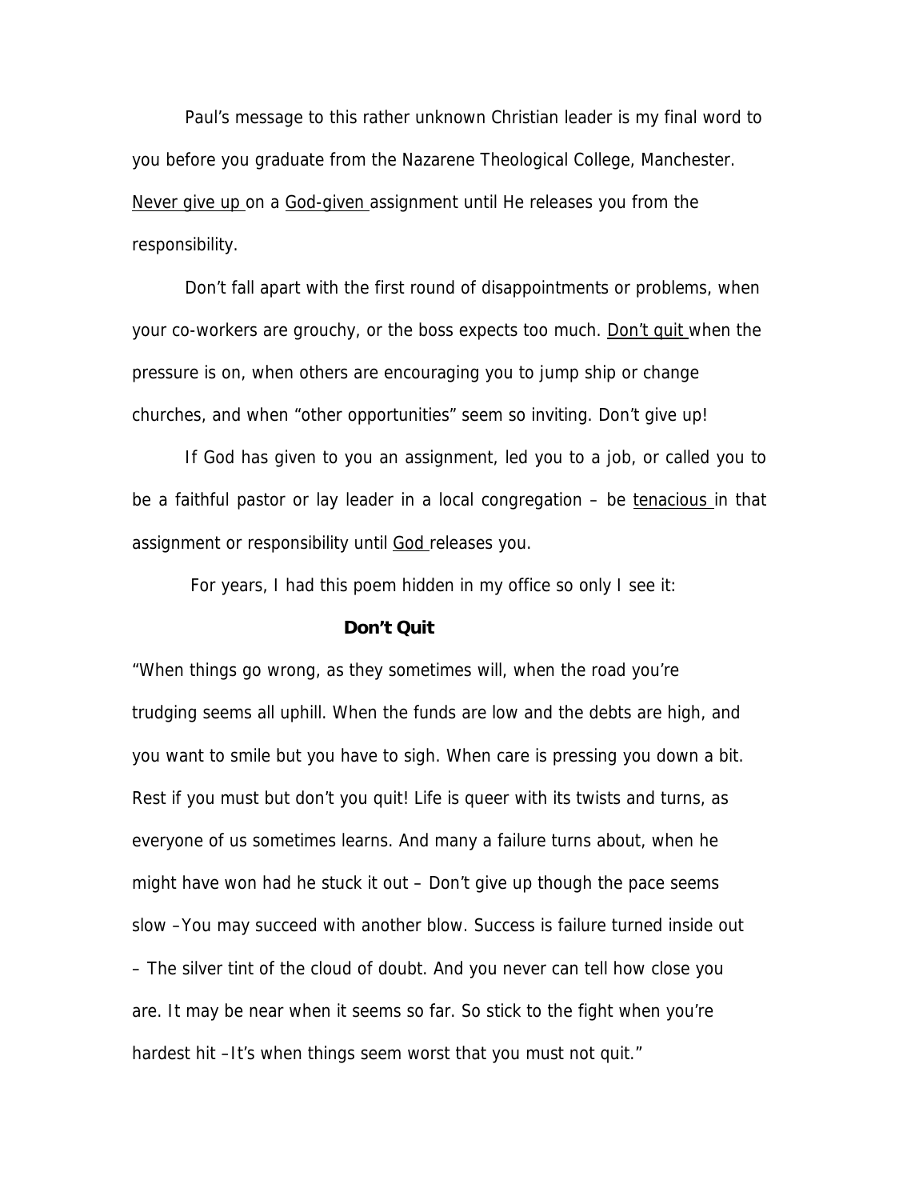Paul's message to this rather unknown Christian leader is my final word to you before you graduate from the Nazarene Theological College, Manchester. <u>Never give up</u> on a <u>God-given</u> assignment until He releases you from the responsibility.

Don't fall apart with the first round of disappointments or problems, when your co-workers are grouchy, or the boss expects too much. <u>Don't quit</u> when the pressure is on, when others are encouraging you to jump ship or change churches, and when "other opportunities" seem so inviting. Don't give up!

If God has given to you an assignment, led you to a job, or called you to be a faithful pastor or lay leader in a local congregation – be <u>tenacious</u> in that assignment or responsibility until <u>God</u> releases you.

For years, I had this poem hidden in my office so only I see it:

**Don't Quit**

"When things go wrong, as they sometimes will, when the road you're trudging seems all uphill. When the funds are low and the debts are high, and you want to smile but you have to sigh. When care is pressing you down a bit. Rest if you must but don't you quit! Life is queer with its twists and turns, as everyone of us sometimes learns. And many a failure turns about, when he might have won had he stuck it out – Don't give up though the pace seems slow –You may succeed with another blow. Success is failure turned inside out – The silver tint of the cloud of doubt. And you never can tell how close you are. It may be near when it seems so far. So stick to the fight when you're hardest hit –It's when things seem worst that you must not quit."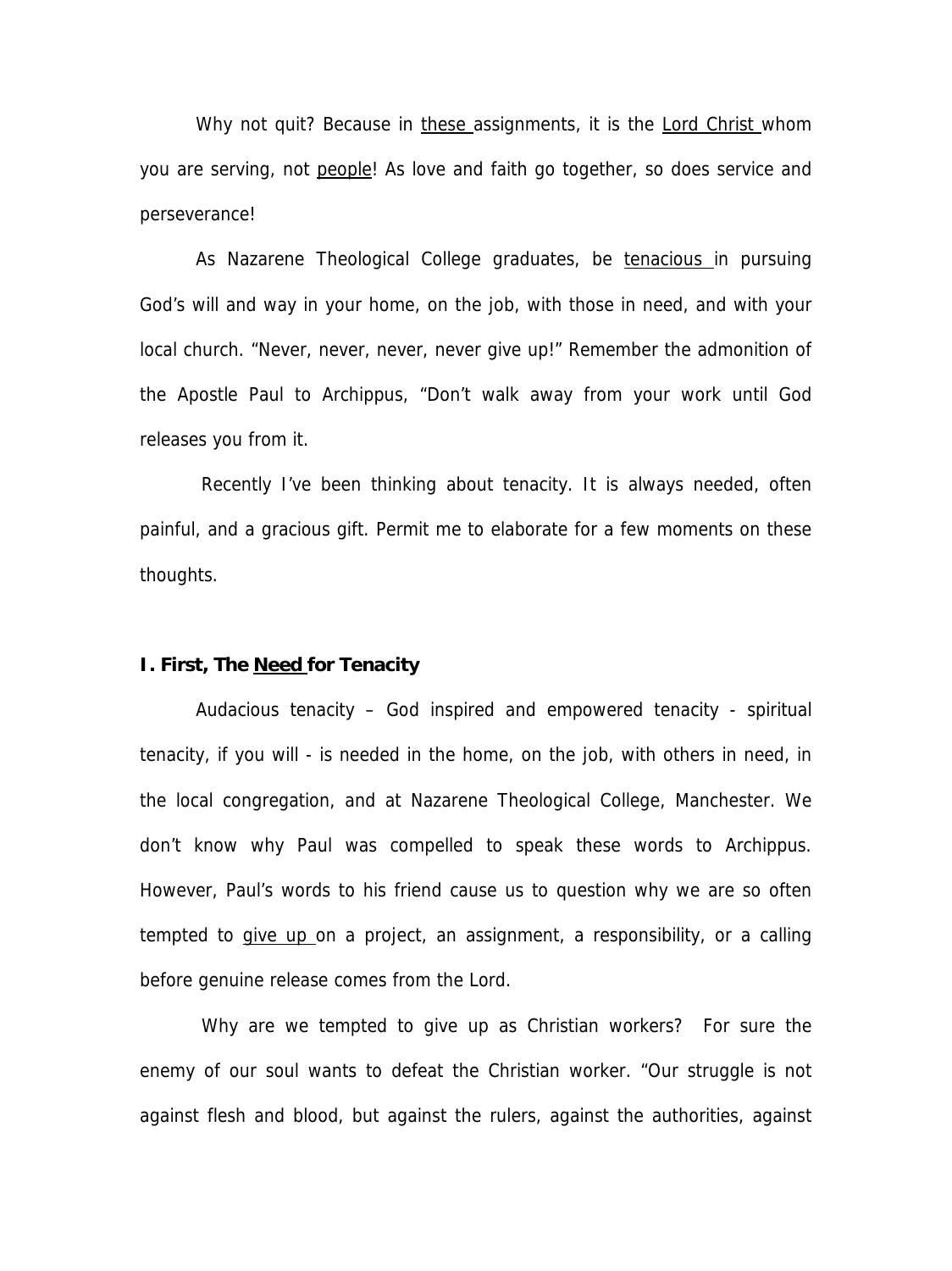Why not quit? Because in <u>these</u> assignments, it is the <u>Lord Christ</u> whom you are serving, not <u>people</u>! As love and faith go together, so does service and perseverance!

As Nazarene Theological College graduates, be <u>tenacious</u> in pursuing God's will and way in your home, on the job, with those in need, and with your local church. "Never, never, never, never give up!" Remember the admonition of the Apostle Paul to Archippus, "Don't walk away from your work until God releases you from it.

Recently I've been thinking about tenacity. It is always needed, often painful, and a gracious gift. Permit me to elaborate for a few moments on these thoughts.

### I. First, The <u>Need</u> for Tenacity

Audacious tenacity – God inspired and empowered tenacity - spiritual tenacity, if you will - is needed in the home, on the job, with others in need, in the local congregation, and at Nazarene Theological College, Manchester. We don't know why Paul was compelled to speak these words to Archippus. However, Paul's words to his friend cause us to question why we are so often tempted to <u>give up</u> on a project, an assignment, a responsibility, or a calling before genuine release comes from the Lord.

Why are we tempted to give up as Christian workers? For sure the enemy of our soul wants to defeat the Christian worker. "Our struggle is not against flesh and blood, but against the rulers, against the authorities, against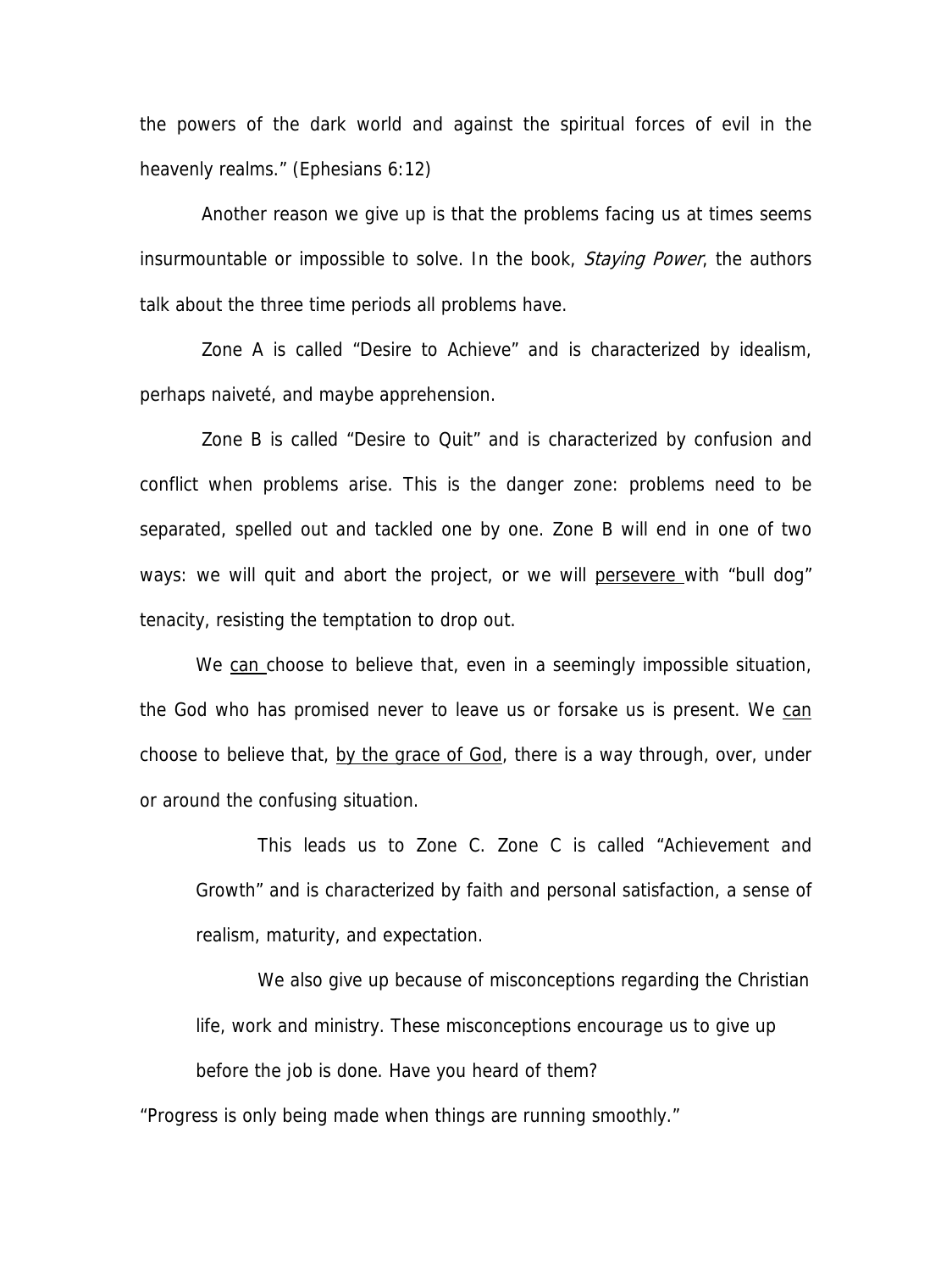the powers of the dark world and against the spiritual forces of evil in the heavenly realms." (Ephesians 6:12)

Another reason we give up is that the problems facing us at times seems insurmountable or impossible to solve. In the book, *Staying Power*, the authors talk about the three time periods all problems have.

Zone A is called "Desire to Achieve" and is characterized by idealism, perhaps naiveté, and maybe apprehension.

Zone B is called "Desire to Quit" and is characterized by confusion and conflict when problems arise. This is the danger zone: problems need to be separated, spelled out and tackled one by one. Zone B will end in one of two ways: we will quit and abort the project, or we will <u>persevere</u> with "bull dog" tenacity, resisting the temptation to drop out.

We <u>can</u> choose to believe that, even in a seemingly impossible situation, the God who has promised never to leave us or forsake us is present. We <u>can</u> choose to believe that, <u>by the grace of God</u>, there is a way through, over, under or around the confusing situation.

This leads us to Zone C. Zone C is called "Achievement and Growth" and is characterized by faith and personal satisfaction, a sense of realism, maturity, and expectation.

We also give up because of misconceptions regarding the Christian life, work and ministry. These misconceptions encourage us to give up before the job is done. Have you heard of them?

"Progress is only being made when things are running smoothly."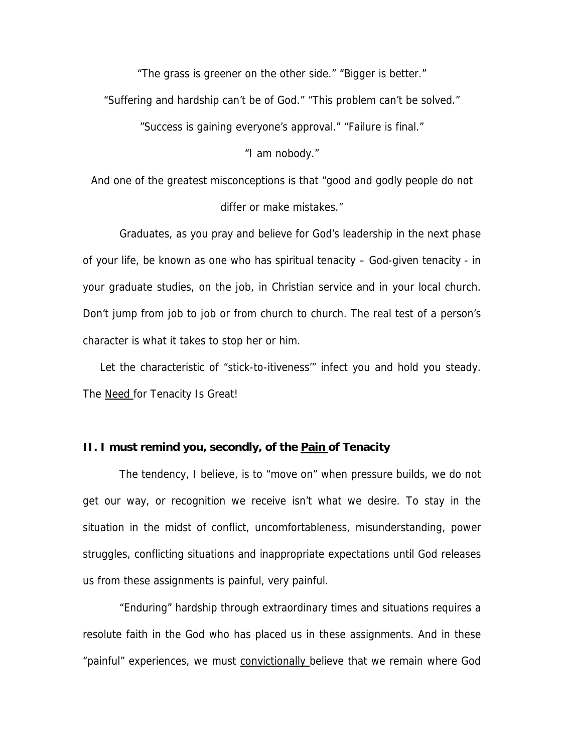"The grass is greener on the other side." "Bigger is better."

"Suffering and hardship can't be of God." "This problem can't be solved."

"Success is gaining everyone's approval." "Failure is final."

"I am nobody."

And one of the greatest misconceptions is that "good and godly people do not differ or make mistakes."

Graduates, as you pray and believe for God's leadership in the next phase of your life, be known as one who has spiritual tenacity – God-given tenacity - in your graduate studies, on the job, in Christian service and in your local church. Don't jump from job to job or from church to church. The real test of a person's character is what it takes to stop her or him.

Let the characteristic of "stick-to-itiveness'" infect you and hold you steady. The <u>Need</u> for Tenacity Is Great!

**II. I must remind you, secondly, of the <u>Pain</u> of Tenacity**

The tendency, I believe, is to "move on" when pressure builds, we do not get our way, or recognition we receive isn't what we desire. To stay in the situation in the midst of conflict, uncomfortableness, misunderstanding, power struggles, conflicting situations and inappropriate expectations until God releases us from these assignments is painful, very painful.

"Enduring" hardship through extraordinary times and situations requires a resolute faith in the God who has placed us in these assignments. And in these "painful" experiences, we must <u>convictionally</u> believe that we remain where God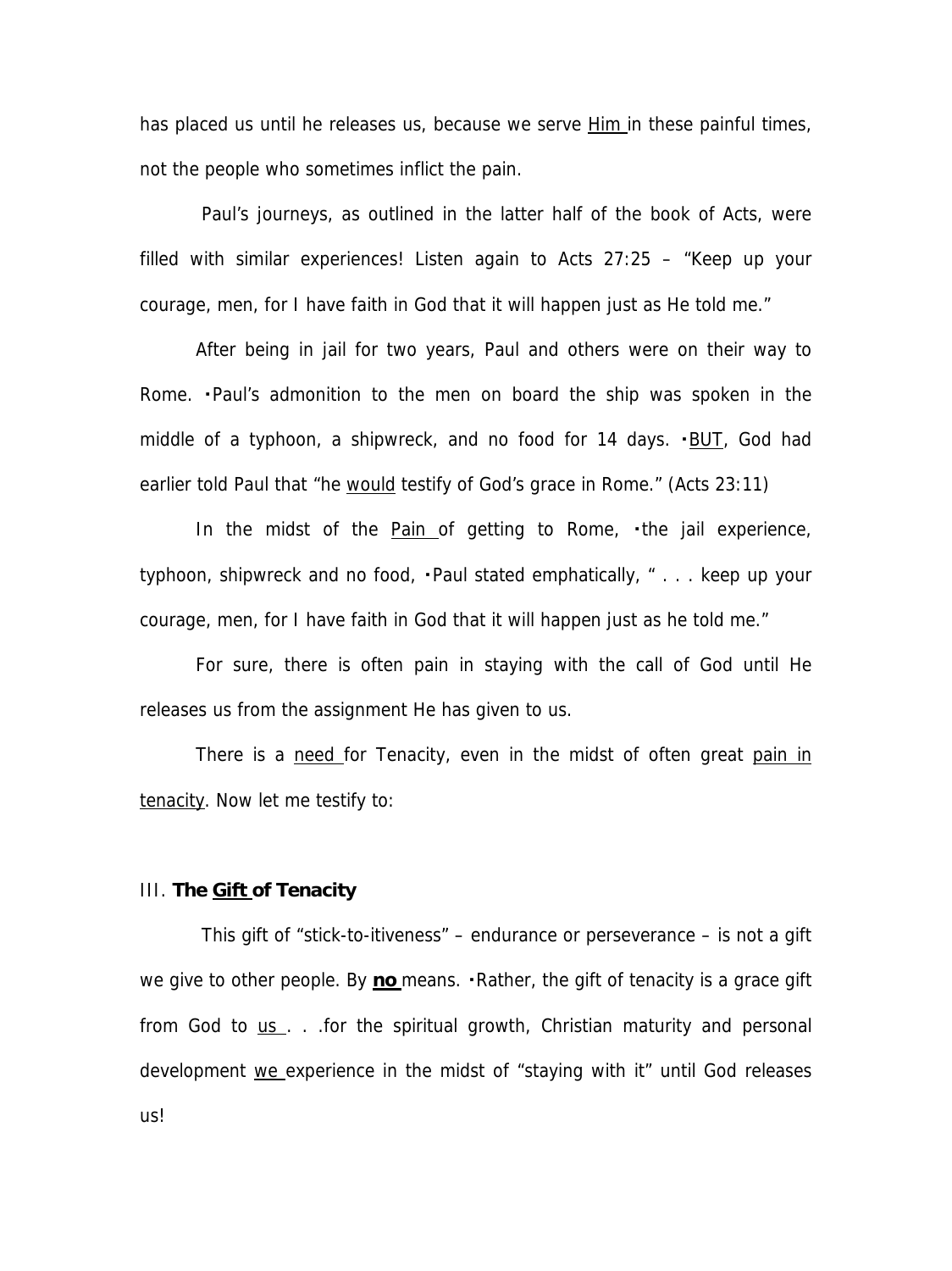has placed us until he releases us, because we serve <u>Him</u> in these painful times, not the people who sometimes inflict the pain.

Paul's journeys, as outlined in the latter half of the book of Acts, were filled with similar experiences! Listen again to Acts 27:25 – "Keep up your courage, men, for I have faith in God that it will happen just as He told me."

After being in jail for two years, Paul and others were on their way to Rome. ▪Paul's admonition to the men on board the ship was spoken in the middle of a typhoon, a shipwreck, and no food for 14 days. ▪<u>BUT</u>, God had earlier told Paul that "he <u>would</u> testify of God's grace in Rome." (Acts 23:11)

In the midst of the <u>Pain</u> of getting to Rome, ▪the jail experience, typhoon, shipwreck and no food, ▪Paul stated emphatically, " . . . keep up your courage, men, for I have faith in God that it will happen just as he told me."

For sure, there is often pain in staying with the call of God until He releases us from the assignment He has given to us.

There is a <u>need</u> for Tenacity, even in the midst of often great <u>pain in tenacity</u>. Now let me testify to:

### III. **The <u>Gift</u> of Tenacity**

This gift of "stick-to-itiveness" – endurance or perseverance – is not a gift we give to other people. By <u>**no**</u> means. ▪Rather, the gift of tenacity is a grace gift from God to <u>us</u> . . .for the spiritual growth, Christian maturity and personal development <u>we</u> experience in the midst of "staying with it" until God releases us!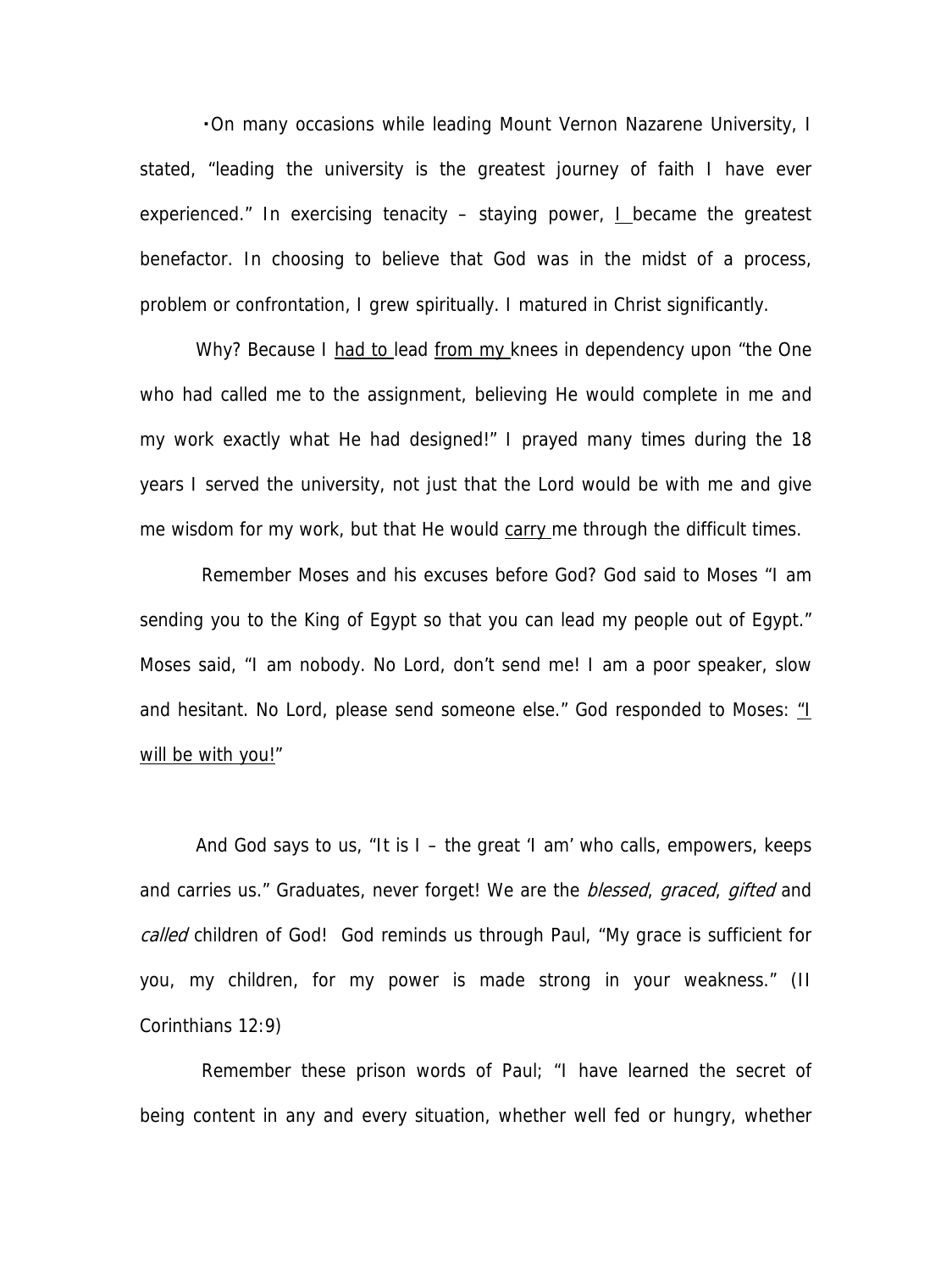▪On many occasions while leading Mount Vernon Nazarene University, I stated, "leading the university is the greatest journey of faith I have ever experienced." In exercising tenacity – staying power, <u>I</u> became the greatest benefactor. In choosing to believe that God was in the midst of a process, problem or confrontation, I grew spiritually. I matured in Christ significantly.

Why? Because I <u>had to</u> lead <u>from my</u> knees in dependency upon "the One who had called me to the assignment, believing He would complete in me and my work exactly what He had designed!" I prayed many times during the 18 years I served the university, not just that the Lord would be with me and give me wisdom for my work, but that He would <u>carry</u> me through the difficult times.

Remember Moses and his excuses before God? God said to Moses "I am sending you to the King of Egypt so that you can lead my people out of Egypt." Moses said, "I am nobody. No Lord, don't send me! I am a poor speaker, slow and hesitant. No Lord, please send someone else." God responded to Moses: <u>"I will be with you!</u>"

And God says to us, "It is I – the great 'I am' who calls, empowers, keeps and carries us." Graduates, never forget! We are the *blessed*, *graced*, *gifted* and *called* children of God! God reminds us through Paul, "My grace is sufficient for you, my children, for my power is made strong in your weakness." (II Corinthians 12:9)

Remember these prison words of Paul; "I have learned the secret of being content in any and every situation, whether well fed or hungry, whether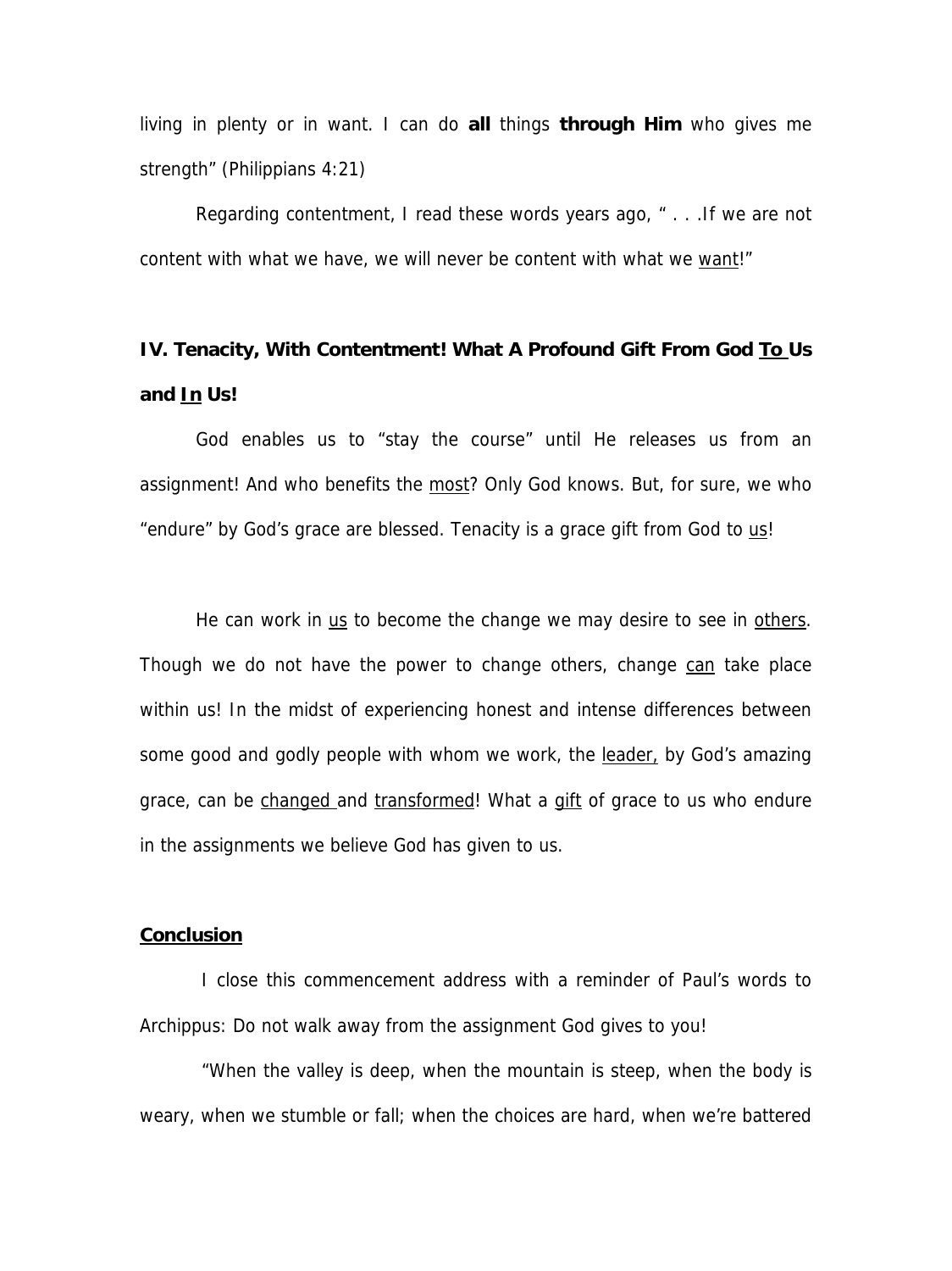living in plenty or in want. I can do **all** things **through Him** who gives me strength" (Philippians 4:21)

Regarding contentment, I read these words years ago, " . . .If we are not content with what we have, we will never be content with what we <u>want</u>!"

## IV. Tenacity, With Contentment! What A Profound Gift From God <u>To</u> Us and <u>In</u> Us!

God enables us to "stay the course" until He releases us from an assignment! And who benefits the <u>most</u>? Only God knows. But, for sure, we who "endure" by God's grace are blessed. Tenacity is a grace gift from God to <u>us</u>!

He can work in <u>us</u> to become the change we may desire to see in <u>others</u>. Though we do not have the power to change others, change <u>can</u> take place within us! In the midst of experiencing honest and intense differences between some good and godly people with whom we work, the <u>leader,</u> by God's amazing grace, can be <u>changed</u> and <u>transformed</u>! What a <u>gift</u> of grace to us who endure in the assignments we believe God has given to us.

## <u>Conclusion</u>

I close this commencement address with a reminder of Paul's words to Archippus: Do not walk away from the assignment God gives to you!

"When the valley is deep, when the mountain is steep, when the body is weary, when we stumble or fall; when the choices are hard, when we're battered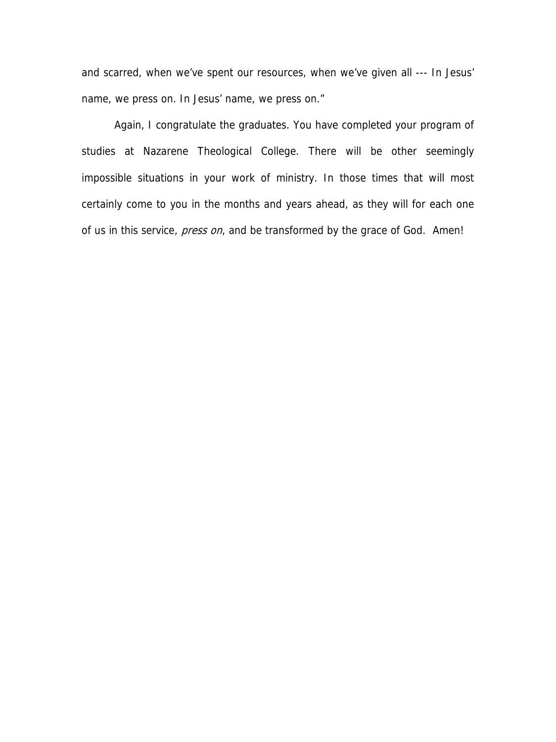and scarred, when we've spent our resources, when we've given all --- In Jesus' name, we press on. In Jesus' name, we press on."

Again, I congratulate the graduates. You have completed your program of studies at Nazarene Theological College. There will be other seemingly impossible situations in your work of ministry. In those times that will most certainly come to you in the months and years ahead, as they will for each one of us in this service, *press on*, and be transformed by the grace of God. Amen!